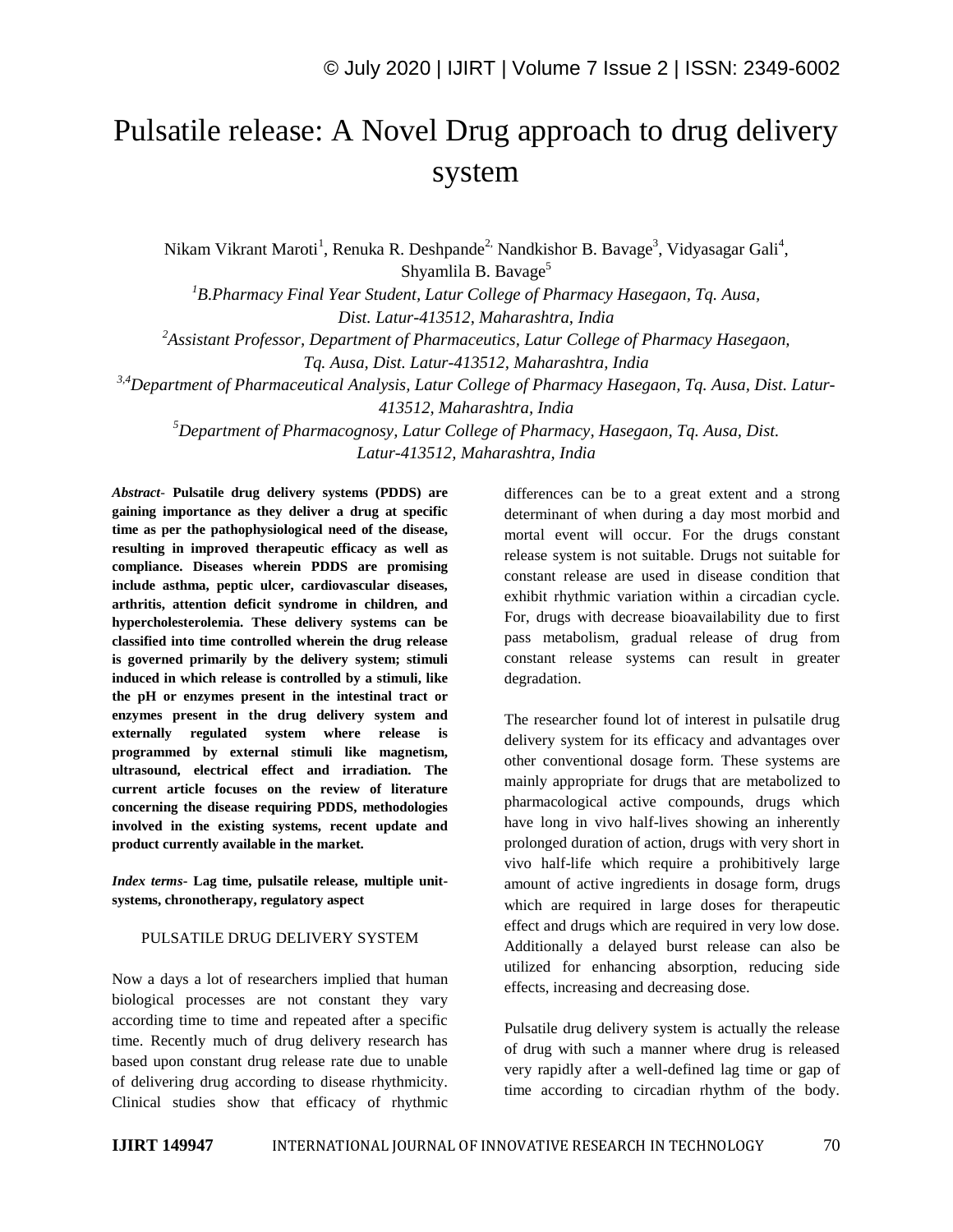# Pulsatile release: A Novel Drug approach to drug delivery system

Nikam Vikrant Maroti[1], Renuka R. Deshpande[2], Nandkishor B. Bavage[3], Vidyasagar Gali[4], Shyamlila B. Bavage[5]

[1]*B.Pharmacy Final Year Student, Latur College of Pharmacy Hasegaon, Tq. Ausa, Dist. Latur-413512, Maharashtra, India*

[2]*Assistant Professor, Department of Pharmaceutics, Latur College of Pharmacy Hasegaon, Tq. Ausa, Dist. Latur-413512, Maharashtra, India*

[3,4]*Department of Pharmaceutical Analysis, Latur College of Pharmacy Hasegaon, Tq. Ausa, Dist. Latur-413512, Maharashtra, India*

[5]*Department of Pharmacognosy, Latur College of Pharmacy, Hasegaon, Tq. Ausa, Dist. Latur-413512, Maharashtra, India*

***Abstract-*** **Pulsatile drug delivery systems (PDDS) are gaining importance as they deliver a drug at specific time as per the pathophysiological need of the disease, resulting in improved therapeutic efficacy as well as compliance. Diseases wherein PDDS are promising include asthma, peptic ulcer, cardiovascular diseases, arthritis, attention deficit syndrome in children, and hypercholesterolemia. These delivery systems can be classified into time controlled wherein the drug release is governed primarily by the delivery system; stimuli induced in which release is controlled by a stimuli, like the pH or enzymes present in the intestinal tract or enzymes present in the drug delivery system and externally regulated system where release is programmed by external stimuli like magnetism, ultrasound, electrical effect and irradiation. The current article focuses on the review of literature concerning the disease requiring PDDS, methodologies involved in the existing systems, recent update and product currently available in the market.**

***Index terms-*** **Lag time, pulsatile release, multiple unit-systems, chronotherapy, regulatory aspect**

## PULSATILE DRUG DELIVERY SYSTEM

Now a days a lot of researchers implied that human biological processes are not constant they vary according time to time and repeated after a specific time. Recently much of drug delivery research has based upon constant drug release rate due to unable of delivering drug according to disease rhythmicity. Clinical studies show that efficacy of rhythmic differences can be to a great extent and a strong determinant of when during a day most morbid and mortal event will occur. For the drugs constant release system is not suitable. Drugs not suitable for constant release are used in disease condition that exhibit rhythmic variation within a circadian cycle. For, drugs with decrease bioavailability due to first pass metabolism, gradual release of drug from constant release systems can result in greater degradation.

The researcher found lot of interest in pulsatile drug delivery system for its efficacy and advantages over other conventional dosage form. These systems are mainly appropriate for drugs that are metabolized to pharmacological active compounds, drugs which have long in vivo half-lives showing an inherently prolonged duration of action, drugs with very short in vivo half-life which require a prohibitively large amount of active ingredients in dosage form, drugs which are required in large doses for therapeutic effect and drugs which are required in very low dose. Additionally a delayed burst release can also be utilized for enhancing absorption, reducing side effects, increasing and decreasing dose.

Pulsatile drug delivery system is actually the release of drug with such a manner where drug is released very rapidly after a well-defined lag time or gap of time according to circadian rhythm of the body.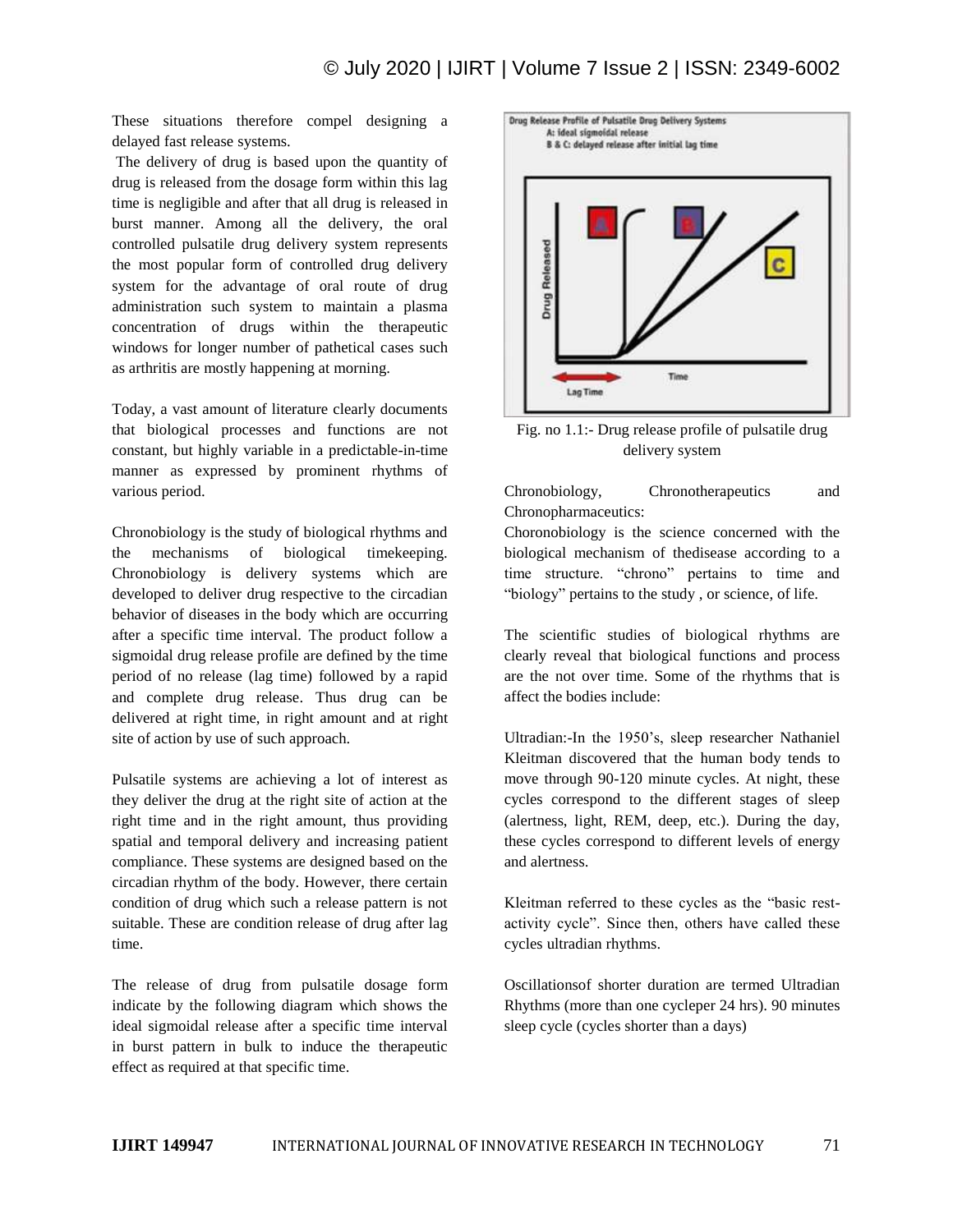These situations therefore compel designing a delayed fast release systems.

The delivery of drug is based upon the quantity of drug is released from the dosage form within this lag time is negligible and after that all drug is released in burst manner. Among all the delivery, the oral controlled pulsatile drug delivery system represents the most popular form of controlled drug delivery system for the advantage of oral route of drug administration such system to maintain a plasma concentration of drugs within the therapeutic windows for longer number of pathetical cases such as arthritis are mostly happening at morning.

Today, a vast amount of literature clearly documents that biological processes and functions are not constant, but highly variable in a predictable-in-time manner as expressed by prominent rhythms of various period.

Chronobiology is the study of biological rhythms and the mechanisms of biological timekeeping. Chronobiology is delivery systems which are developed to deliver drug respective to the circadian behavior of diseases in the body which are occurring after a specific time interval. The product follow a sigmoidal drug release profile are defined by the time period of no release (lag time) followed by a rapid and complete drug release. Thus drug can be delivered at right time, in right amount and at right site of action by use of such approach.

Pulsatile systems are achieving a lot of interest as they deliver the drug at the right site of action at the right time and in the right amount, thus providing spatial and temporal delivery and increasing patient compliance. These systems are designed based on the circadian rhythm of the body. However, there certain condition of drug which such a release pattern is not suitable. These are condition release of drug after lag time.

The release of drug from pulsatile dosage form indicate by the following diagram which shows the ideal sigmoidal release after a specific time interval in burst pattern in bulk to induce the therapeutic effect as required at that specific time.

Fig. no 1.1:- Drug release profile of pulsatile drug delivery system

## Chronobiology, Chronotherapeutics and Chronopharmaceutics:

Choronobiology is the science concerned with the biological mechanism of thedisease according to a time structure. "chrono" pertains to time and "biology" pertains to the study , or science, of life.

The scientific studies of biological rhythms are clearly reveal that biological functions and process are the not over time. Some of the rhythms that is affect the bodies include:

Ultradian:-In the 1950's, sleep researcher Nathaniel Kleitman discovered that the human body tends to move through 90-120 minute cycles. At night, these cycles correspond to the different stages of sleep (alertness, light, REM, deep, etc.). During the day, these cycles correspond to different levels of energy and alertness.

Kleitman referred to these cycles as the "basic rest-activity cycle". Since then, others have called these cycles ultradian rhythms.

Oscillationsof shorter duration are termed Ultradian Rhythms (more than one cycleper 24 hrs). 90 minutes sleep cycle (cycles shorter than a days)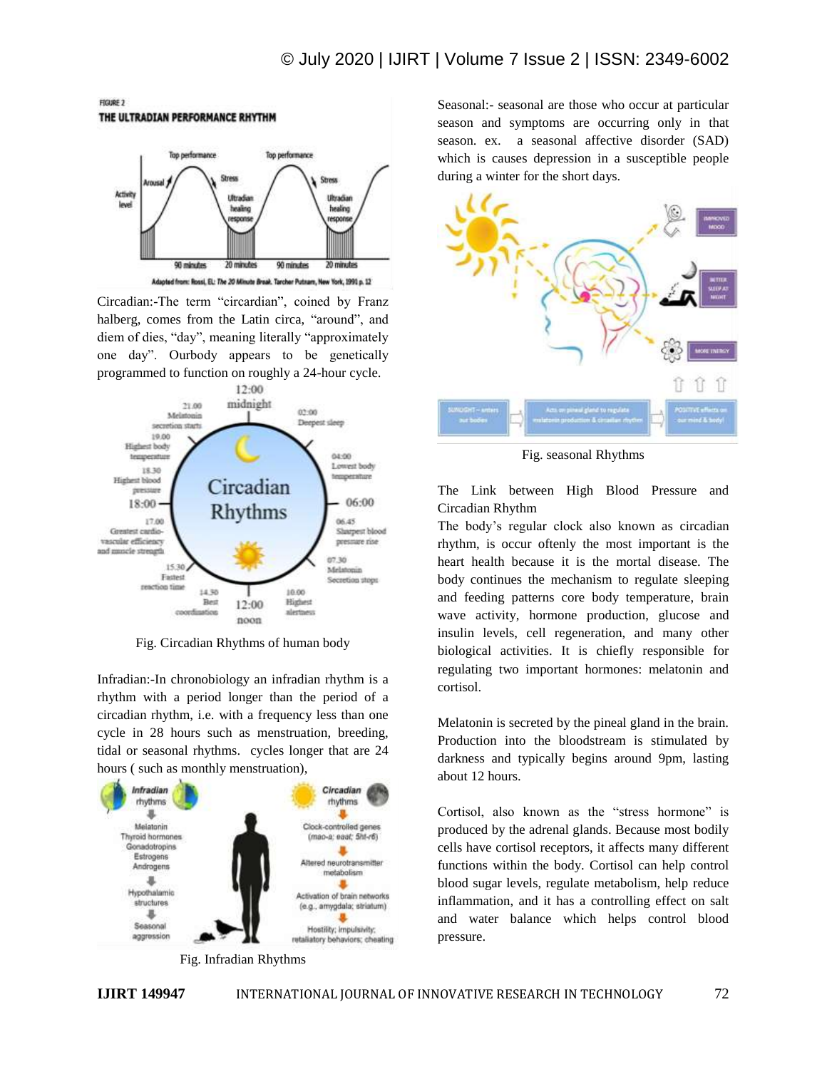Circadian:-The term "circardian", coined by Franz halberg, comes from the Latin circa, "around", and diem of dies, "day", meaning literally "approximately one day". Ourbody appears to be genetically programmed to function on roughly a 24-hour cycle.

Fig. Circadian Rhythms of human body

Infradian:-In chronobiology an infradian rhythm is a rhythm with a period longer than the period of a circadian rhythm, i.e. with a frequency less than one cycle in 28 hours such as menstruation, breeding, tidal or seasonal rhythms. cycles longer that are 24 hours ( such as monthly menstruation),

Fig. Infradian Rhythms

Seasonal:- seasonal are those who occur at particular season and symptoms are occurring only in that season. ex. a seasonal affective disorder (SAD) which is causes depression in a susceptible people during a winter for the short days.

Fig. seasonal Rhythms

The Link between High Blood Pressure and Circadian Rhythm

The body's regular clock also known as circadian rhythm, is occur oftenly the most important is the heart health because it is the mortal disease. The body continues the mechanism to regulate sleeping and feeding patterns core body temperature, brain wave activity, hormone production, glucose and insulin levels, cell regeneration, and many other biological activities. It is chiefly responsible for regulating two important hormones: melatonin and cortisol.

Melatonin is secreted by the pineal gland in the brain. Production into the bloodstream is stimulated by darkness and typically begins around 9pm, lasting about 12 hours.

Cortisol, also known as the "stress hormone" is produced by the adrenal glands. Because most bodily cells have cortisol receptors, it affects many different functions within the body. Cortisol can help control blood sugar levels, help regulate metabolism, help reduce inflammation, and it has a controlling effect on salt and water balance which helps control blood pressure.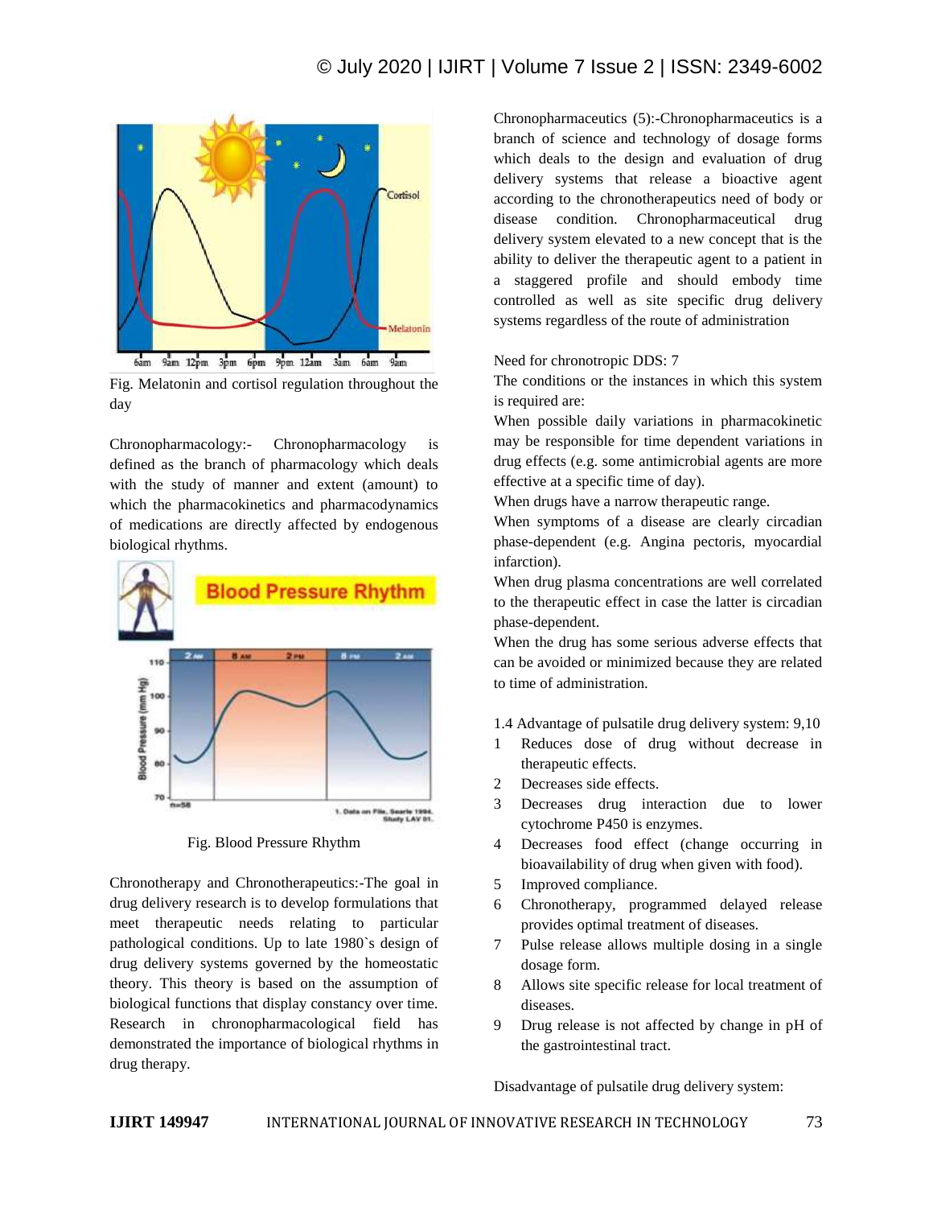Fig. Melatonin and cortisol regulation throughout the day

Chronopharmacology:- Chronopharmacology is defined as the branch of pharmacology which deals with the study of manner and extent (amount) to which the pharmacokinetics and pharmacodynamics of medications are directly affected by endogenous biological rhythms.

Fig. Blood Pressure Rhythm

Chronotherapy and Chronotherapeutics:-The goal in drug delivery research is to develop formulations that meet therapeutic needs relating to particular pathological conditions. Up to late 1980`s design of drug delivery systems governed by the homeostatic theory. This theory is based on the assumption of biological functions that display constancy over time. Research in chronopharmacological field has demonstrated the importance of biological rhythms in drug therapy.

Chronopharmaceutics (5):-Chronopharmaceutics is a branch of science and technology of dosage forms which deals to the design and evaluation of drug delivery systems that release a bioactive agent according to the chronotherapeutics need of body or disease condition. Chronopharmaceutical drug delivery system elevated to a new concept that is the ability to deliver the therapeutic agent to a patient in a staggered profile and should embody time controlled as well as site specific drug delivery systems regardless of the route of administration

Need for chronotropic DDS: 7

The conditions or the instances in which this system is required are:

When possible daily variations in pharmacokinetic may be responsible for time dependent variations in drug effects (e.g. some antimicrobial agents are more effective at a specific time of day).

When drugs have a narrow therapeutic range.

When symptoms of a disease are clearly circadian phase-dependent (e.g. Angina pectoris, myocardial infarction).

When drug plasma concentrations are well correlated to the therapeutic effect in case the latter is circadian phase-dependent.

When the drug has some serious adverse effects that can be avoided or minimized because they are related to time of administration.

1.4 Advantage of pulsatile drug delivery system: 9,10

1. Reduces dose of drug without decrease in therapeutic effects.
2. Decreases side effects.
3. Decreases drug interaction due to lower cytochrome P450 is enzymes.
4. Decreases food effect (change occurring in bioavailability of drug when given with food).
5. Improved compliance.
6. Chronotherapy, programmed delayed release provides optimal treatment of diseases.
7. Pulse release allows multiple dosing in a single dosage form.
8. Allows site specific release for local treatment of diseases.
9. Drug release is not affected by change in pH of the gastrointestinal tract.

Disadvantage of pulsatile drug delivery system: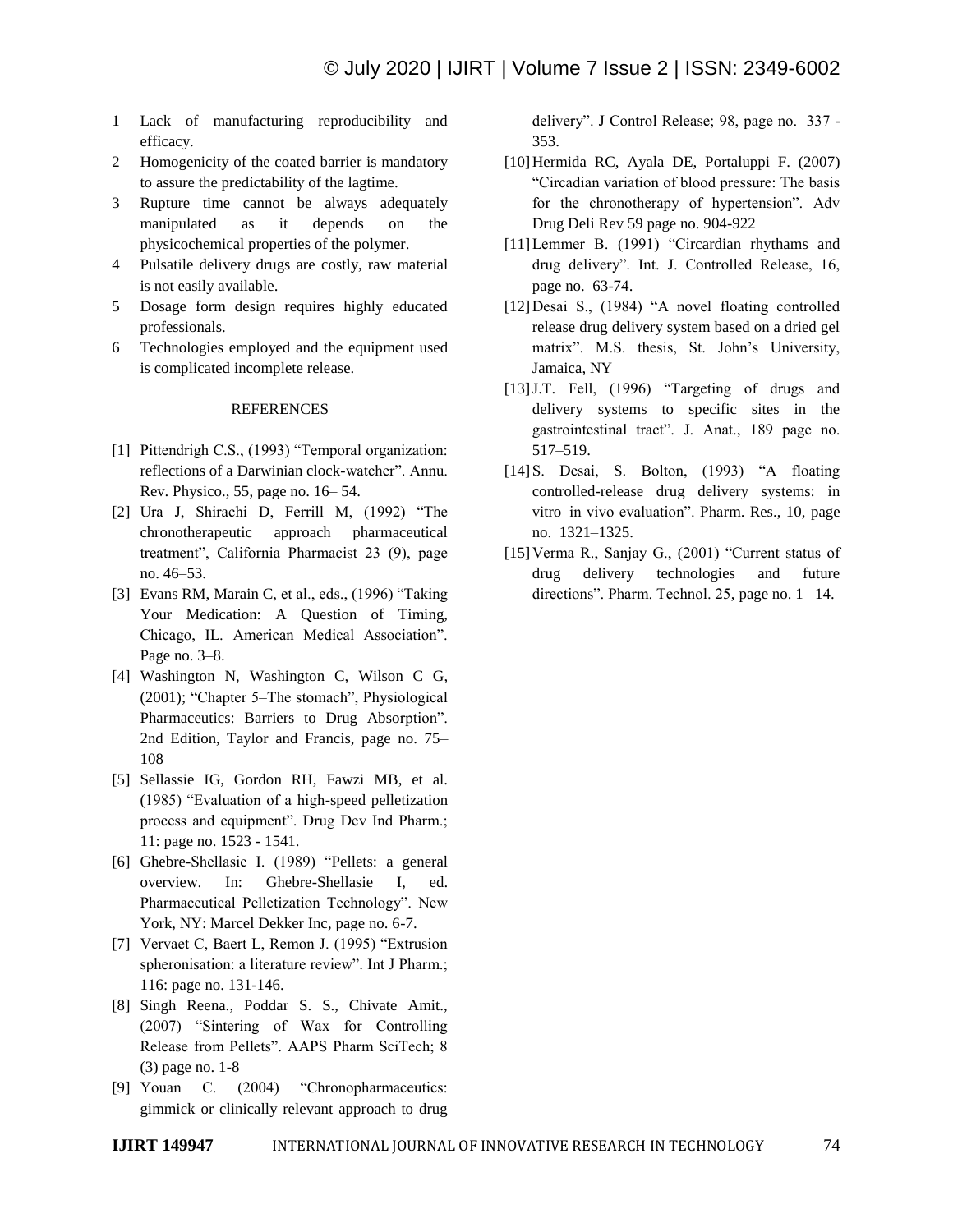1. Lack of manufacturing reproducibility and efficacy.
2. Homogenicity of the coated barrier is mandatory to assure the predictability of the lagtime.
3. Rupture time cannot be always adequately manipulated as it depends on the physicochemical properties of the polymer.
4. Pulsatile delivery drugs are costly, raw material is not easily available.
5. Dosage form design requires highly educated professionals.
6. Technologies employed and the equipment used is complicated incomplete release.

## REFERENCES

[1] Pittendrigh C.S., (1993) "Temporal organization: reflections of a Darwinian clock-watcher". Annu. Rev. Physico., 55, page no. 16– 54.

[2] Ura J, Shirachi D, Ferrill M, (1992) "The chronotherapeutic approach pharmaceutical treatment", California Pharmacist 23 (9), page no. 46–53.

[3] Evans RM, Marain C, et al., eds., (1996) "Taking Your Medication: A Question of Timing, Chicago, IL. American Medical Association". Page no. 3–8.

[4] Washington N, Washington C, Wilson C G, (2001); "Chapter 5–The stomach", Physiological Pharmaceutics: Barriers to Drug Absorption". 2nd Edition, Taylor and Francis, page no. 75–108

[5] Sellassie IG, Gordon RH, Fawzi MB, et al. (1985) "Evaluation of a high-speed pelletization process and equipment". Drug Dev Ind Pharm.; 11: page no. 1523 - 1541.

[6] Ghebre-Shellasie I. (1989) "Pellets: a general overview. In: Ghebre-Shellasie I, ed. Pharmaceutical Pelletization Technology". New York, NY: Marcel Dekker Inc, page no. 6-7.

[7] Vervaet C, Baert L, Remon J. (1995) "Extrusion spheronisation: a literature review". Int J Pharm.; 116: page no. 131-146.

[8] Singh Reena., Poddar S. S., Chivate Amit., (2007) "Sintering of Wax for Controlling Release from Pellets". AAPS Pharm SciTech; 8 (3) page no. 1-8

[9] Youan C. (2004) "Chronopharmaceutics: gimmick or clinically relevant approach to drug delivery". J Control Release; 98, page no. 337 - 353.

[10] Hermida RC, Ayala DE, Portaluppi F. (2007) "Circadian variation of blood pressure: The basis for the chronotherapy of hypertension". Adv Drug Deli Rev 59 page no. 904-922

[11] Lemmer B. (1991) "Circardian rhythams and drug delivery". Int. J. Controlled Release, 16, page no. 63-74.

[12] Desai S., (1984) "A novel floating controlled release drug delivery system based on a dried gel matrix". M.S. thesis, St. John's University, Jamaica, NY

[13] J.T. Fell, (1996) "Targeting of drugs and delivery systems to specific sites in the gastrointestinal tract". J. Anat., 189 page no. 517–519.

[14] S. Desai, S. Bolton, (1993) "A floating controlled-release drug delivery systems: in vitro–in vivo evaluation". Pharm. Res., 10, page no. 1321–1325.

[15] Verma R., Sanjay G., (2001) "Current status of drug delivery technologies and future directions". Pharm. Technol. 25, page no. 1– 14.